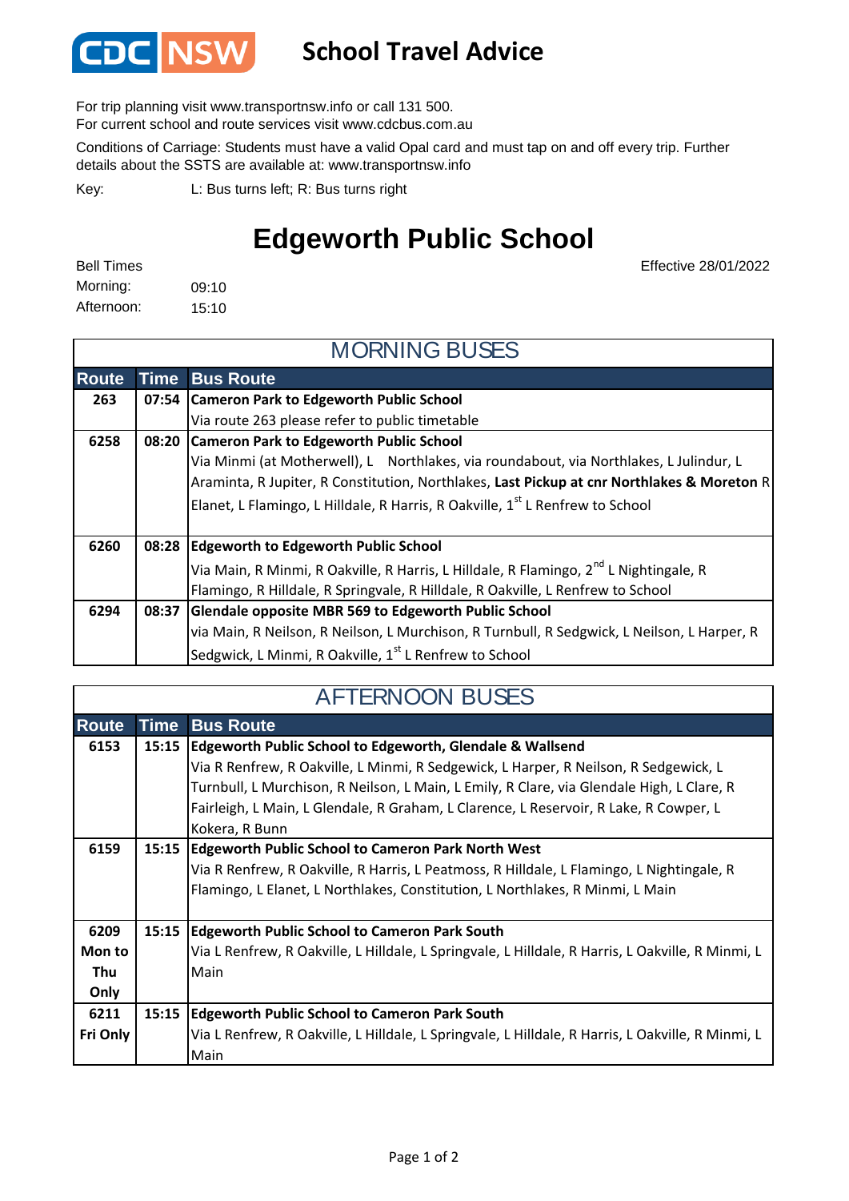# School Travel Advice

For trip planning visit www.transportnsw.info or call 131 500.
For current school and route services visit www.cdcbus.com.au

Conditions of Carriage: Students must have a valid Opal card and must tap on and off every trip. Further details about the SSTS are available at: www.transportnsw.info

Key: L: Bus turns left; R: Bus turns right

# Edgeworth Public School

Effective 28/01/2022

Bell Times
Morning: 09:10
Afternoon: 15:10

## MORNING BUSES

| Route | Time | Bus Route |
|---|---|---|
| 263 | 07:54 | **Cameron Park to Edgeworth Public School**<br>Via route 263 please refer to public timetable |
| 6258 | 08:20 | **Cameron Park to Edgeworth Public School**<br>Via Minmi (at Motherwell), L Northlakes, via roundabout, via Northlakes, L Julindur, L Araminta, R Jupiter, R Constitution, Northlakes, **Last Pickup at cnr Northlakes & Moreton** R Elanet, L Flamingo, L Hilldale, R Harris, R Oakville, 1st L Renfrew to School |
| 6260 | 08:28 | **Edgeworth to Edgeworth Public School**<br>Via Main, R Minmi, R Oakville, R Harris, L Hilldale, R Flamingo, 2nd L Nightingale, R Flamingo, R Hilldale, R Springvale, R Hilldale, R Oakville, L Renfrew to School |
| 6294 | 08:37 | **Glendale opposite MBR 569 to Edgeworth Public School**<br>via Main, R Neilson, R Neilson, L Murchison, R Turnbull, R Sedgwick, L Neilson, L Harper, R Sedgwick, L Minmi, R Oakville, 1st L Renfrew to School |

## AFTERNOON BUSES

| Route | Time | Bus Route |
|---|---|---|
| 6153 | 15:15 | **Edgeworth Public School to Edgeworth, Glendale & Wallsend**<br>Via R Renfrew, R Oakville, L Minmi, R Sedgewick, L Harper, R Neilson, R Sedgewick, L Turnbull, L Murchison, R Neilson, L Main, L Emily, R Clare, via Glendale High, L Clare, R Fairleigh, L Main, L Glendale, R Graham, L Clarence, L Reservoir, R Lake, R Cowper, L Kokera, R Bunn |
| 6159 | 15:15 | **Edgeworth Public School to Cameron Park North West**<br>Via R Renfrew, R Oakville, R Harris, L Peatmoss, R Hilldale, L Flamingo, L Nightingale, R Flamingo, L Elanet, L Northlakes, Constitution, L Northlakes, R Minmi, L Main |
| 6209 Mon to Thu Only | 15:15 | **Edgeworth Public School to Cameron Park South**<br>Via L Renfrew, R Oakville, L Hilldale, L Springvale, L Hilldale, R Harris, L Oakville, R Minmi, L Main |
| 6211 Fri Only | 15:15 | **Edgeworth Public School to Cameron Park South**<br>Via L Renfrew, R Oakville, L Hilldale, L Springvale, L Hilldale, R Harris, L Oakville, R Minmi, L Main |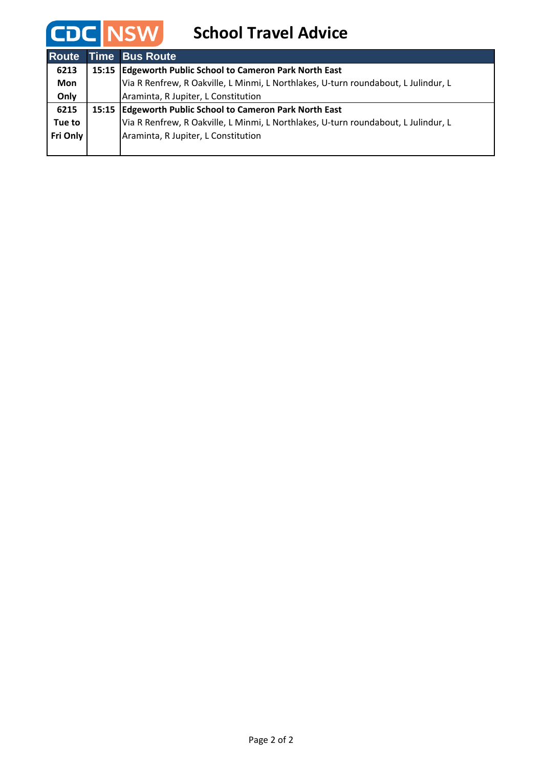# School Travel Advice

| Route | Time | Bus Route |
|---|---|---|
| **6213 Mon Only** | **15:15** | **Edgeworth Public School to Cameron Park North East** Via R Renfrew, R Oakville, L Minmi, L Northlakes, U-turn roundabout, L Julindur, L Araminta, R Jupiter, L Constitution |
| **6215 Tue to Fri Only** | **15:15** | **Edgeworth Public School to Cameron Park North East** Via R Renfrew, R Oakville, L Minmi, L Northlakes, U-turn roundabout, L Julindur, L Araminta, R Jupiter, L Constitution |